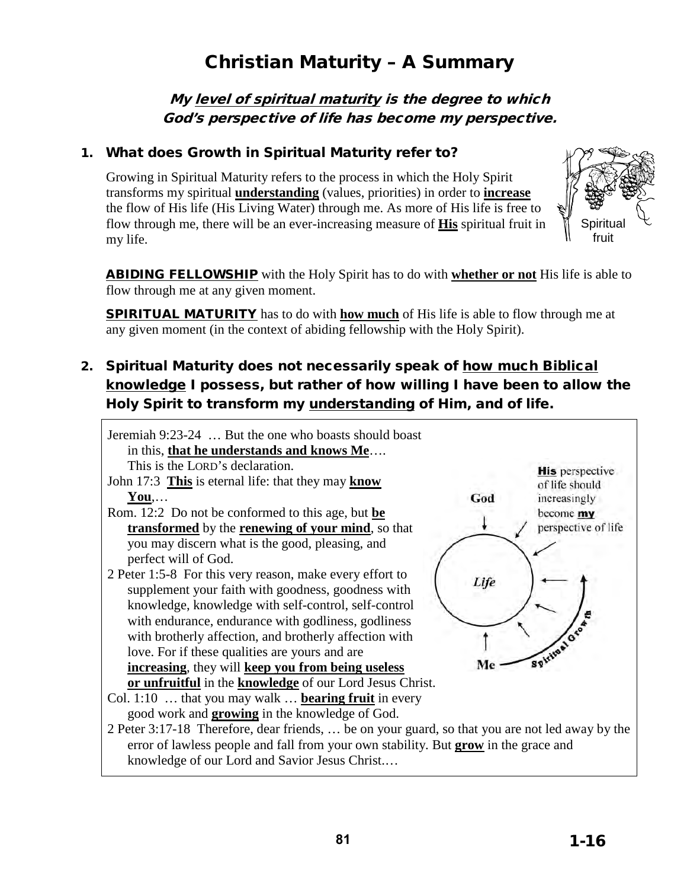# Christian Maturity – A Summary

***My <u>level of spiritual maturity</u> is the degree to which God's perspective of life has become my perspective.***

## 1. What does Growth in Spiritual Maturity refer to?

Growing in Spiritual Maturity refers to the process in which the Holy Spirit transforms my spiritual **<u>understanding</u>** (values, priorities) in order to **<u>increase</u>** the flow of His life (His Living Water) through me. As more of His life is free to flow through me, there will be an ever-increasing measure of **<u>His</u>** spiritual fruit in my life.

Spiritual fruit

**<u>ABIDING FELLOWSHIP</u>** with the Holy Spirit has to do with **<u>whether or not</u>** His life is able to flow through me at any given moment.

**<u>SPIRITUAL MATURITY</u>** has to do with **<u>how much</u>** of His life is able to flow through me at any given moment (in the context of abiding fellowship with the Holy Spirit).

## 2. Spiritual Maturity does not necessarily speak of <u>how much Biblical knowledge</u> I possess, but rather of how willing I have been to allow the Holy Spirit to transform my <u>understanding</u> of Him, and of life.

Jeremiah 9:23-24 … But the one who boasts should boast in this, **<u>that he understands and knows Me</u>**…. This is the LORD's declaration.

John 17:3 **<u>This</u>** is eternal life: that they may **<u>know You</u>**,…

Rom. 12:2 Do not be conformed to this age, but **<u>be transformed</u>** by the **<u>renewing of your mind</u>**, so that you may discern what is the good, pleasing, and perfect will of God.

2 Peter 1:5-8 For this very reason, make every effort to supplement your faith with goodness, goodness with knowledge, knowledge with self-control, self-control with endurance, endurance with godliness, godliness with brotherly affection, and brotherly affection with love. For if these qualities are yours and are **<u>increasing</u>**, they will **<u>keep you from being useless or unfruitful</u>** in the **<u>knowledge</u>** of our Lord Jesus Christ.

Col. 1:10 … that you may walk … **<u>bearing fruit</u>** in every good work and **<u>growing</u>** in the knowledge of God.

2 Peter 3:17-18 Therefore, dear friends, … be on your guard, so that you are not led away by the error of lawless people and fall from your own stability. But **<u>grow</u>** in the grace and knowledge of our Lord and Savior Jesus Christ.…

God — Life — Me — Spiritual Growth

**<u>His</u>** perspective of life should increasingly become **<u>my</u>** perspective of life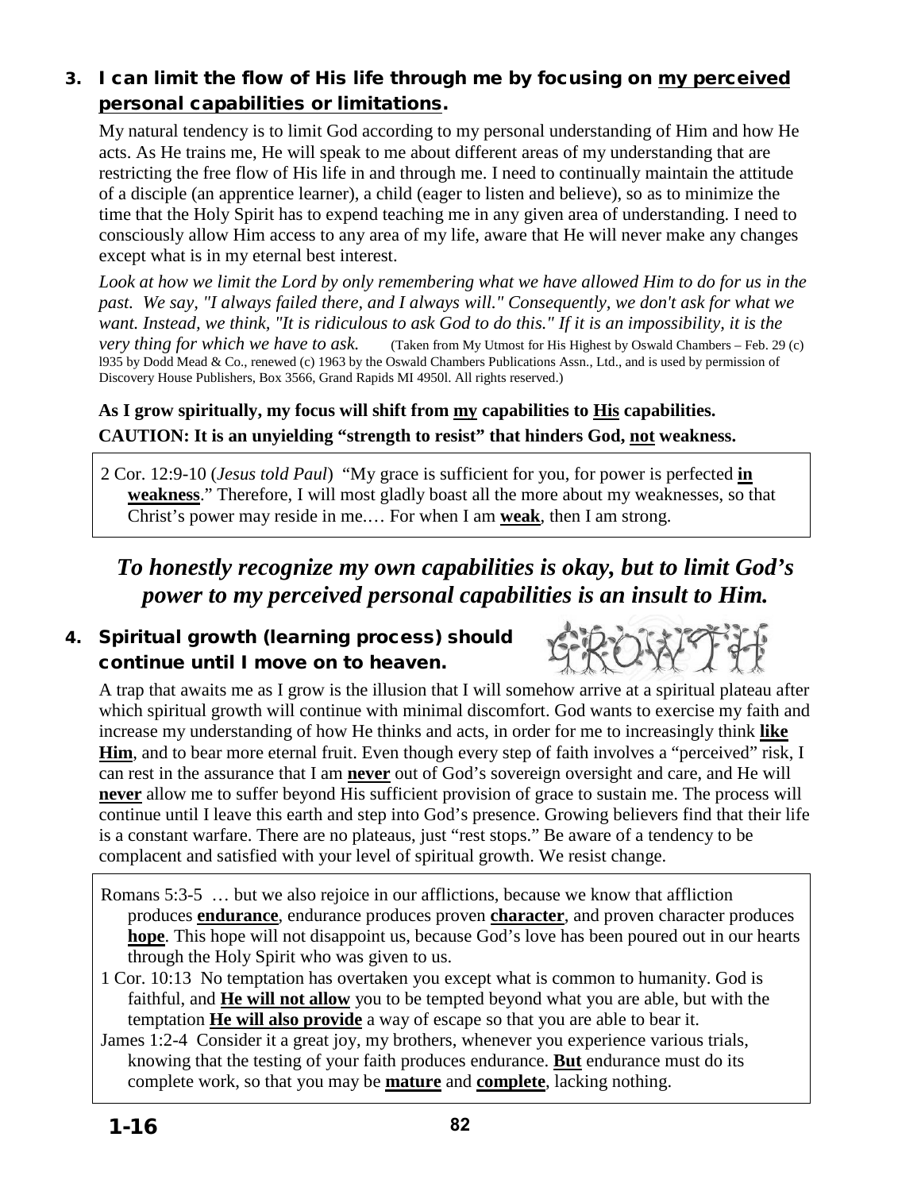### 3. I can limit the flow of His life through me by focusing on <u>my perceived personal capabilities or limitations</u>.

My natural tendency is to limit God according to my personal understanding of Him and how He acts. As He trains me, He will speak to me about different areas of my understanding that are restricting the free flow of His life in and through me. I need to continually maintain the attitude of a disciple (an apprentice learner), a child (eager to listen and believe), so as to minimize the time that the Holy Spirit has to expend teaching me in any given area of understanding. I need to consciously allow Him access to any area of my life, aware that He will never make any changes except what is in my eternal best interest.

*Look at how we limit the Lord by only remembering what we have allowed Him to do for us in the past. We say, "I always failed there, and I always will." Consequently, we don't ask for what we want. Instead, we think, "It is ridiculous to ask God to do this." If it is an impossibility, it is the very thing for which we have to ask.* (Taken from My Utmost for His Highest by Oswald Chambers – Feb. 29 (c) l935 by Dodd Mead & Co., renewed (c) 1963 by the Oswald Chambers Publications Assn., Ltd., and is used by permission of Discovery House Publishers, Box 3566, Grand Rapids MI 4950l. All rights reserved.)

**As I grow spiritually, my focus will shift from <u>my</u> capabilities to <u>His</u> capabilities.**
**CAUTION: It is an unyielding "strength to resist" that hinders God, <u>not</u> weakness.**

> 2 Cor. 12:9-10 (*Jesus told Paul*) "My grace is sufficient for you, for power is perfected **<u>in weakness</u>**." Therefore, I will most gladly boast all the more about my weaknesses, so that Christ's power may reside in me.… For when I am **<u>weak</u>**, then I am strong.

***To honestly recognize my own capabilities is okay, but to limit God's power to my perceived personal capabilities is an insult to Him.***

### 4. Spiritual growth (learning process) should continue until I move on to heaven.

GROWTH

A trap that awaits me as I grow is the illusion that I will somehow arrive at a spiritual plateau after which spiritual growth will continue with minimal discomfort. God wants to exercise my faith and increase my understanding of how He thinks and acts, in order for me to increasingly think **<u>like Him</u>**, and to bear more eternal fruit. Even though every step of faith involves a "perceived" risk, I can rest in the assurance that I am **<u>never</u>** out of God's sovereign oversight and care, and He will **<u>never</u>** allow me to suffer beyond His sufficient provision of grace to sustain me. The process will continue until I leave this earth and step into God's presence. Growing believers find that their life is a constant warfare. There are no plateaus, just "rest stops." Be aware of a tendency to be complacent and satisfied with your level of spiritual growth. We resist change.

> Romans 5:3-5 … but we also rejoice in our afflictions, because we know that affliction produces **<u>endurance</u>**, endurance produces proven **<u>character</u>**, and proven character produces **<u>hope</u>**. This hope will not disappoint us, because God's love has been poured out in our hearts through the Holy Spirit who was given to us.
>
> 1 Cor. 10:13 No temptation has overtaken you except what is common to humanity. God is faithful, and **<u>He will not allow</u>** you to be tempted beyond what you are able, but with the temptation **<u>He will also provide</u>** a way of escape so that you are able to bear it.
>
> James 1:2-4 Consider it a great joy, my brothers, whenever you experience various trials, knowing that the testing of your faith produces endurance. **<u>But</u>** endurance must do its complete work, so that you may be **<u>mature</u>** and **<u>complete</u>**, lacking nothing.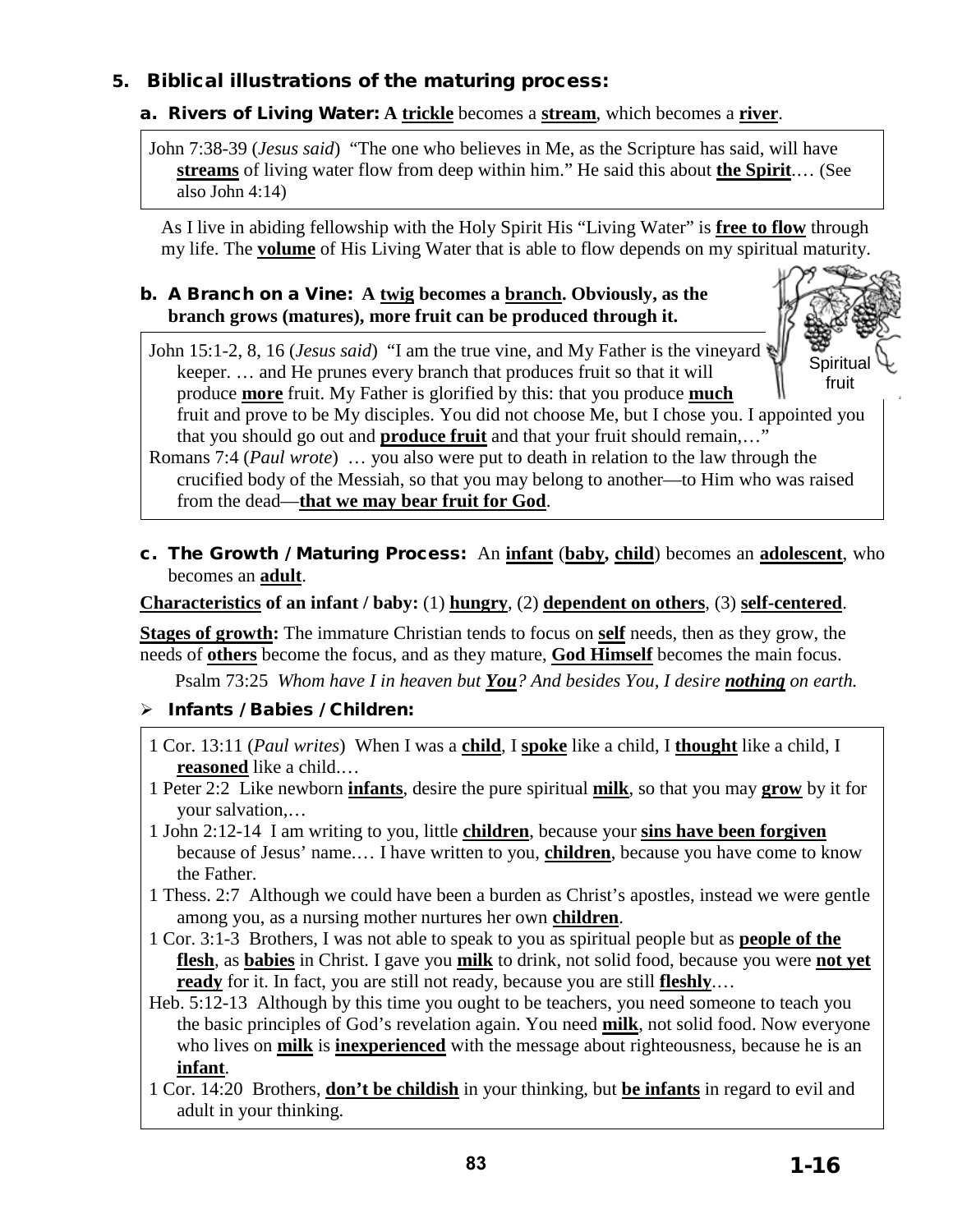## 5. Biblical illustrations of the maturing process:

### a. Rivers of Living Water: A **trickle** becomes a **stream**, which becomes a **river**.

John 7:38-39 (*Jesus said*) "The one who believes in Me, as the Scripture has said, will have **streams** of living water flow from deep within him." He said this about **the Spirit**.… (See also John 4:14)

As I live in abiding fellowship with the Holy Spirit His "Living Water" is **free to flow** through my life. The **volume** of His Living Water that is able to flow depends on my spiritual maturity.

### b. A Branch on a Vine: A **twig** becomes a **branch**. Obviously, as the branch grows (matures), more fruit can be produced through it.

Spiritual fruit

John 15:1-2, 8, 16 (*Jesus said*) "I am the true vine, and My Father is the vineyard keeper. … and He prunes every branch that produces fruit so that it will produce **more** fruit. My Father is glorified by this: that you produce **much** fruit and prove to be My disciples. You did not choose Me, but I chose you. I appointed you that you should go out and **produce fruit** and that your fruit should remain,…"

Romans 7:4 (*Paul wrote*) … you also were put to death in relation to the law through the crucified body of the Messiah, so that you may belong to another—to Him who was raised from the dead—**that we may bear fruit for God**.

### c. The Growth / Maturing Process: An **infant** (**baby, child**) becomes an **adolescent**, who becomes an **adult**.

**Characteristics of an infant / baby:** (1) **hungry**, (2) **dependent on others**, (3) **self-centered**.

**Stages of growth:** The immature Christian tends to focus on **self** needs, then as they grow, the needs of **others** become the focus, and as they mature, **God Himself** becomes the main focus.

Psalm 73:25 *Whom have I in heaven but **You**? And besides You, I desire **nothing** on earth.*

- **Infants / Babies / Children:**

1 Cor. 13:11 (*Paul writes*) When I was a **child**, I **spoke** like a child, I **thought** like a child, I **reasoned** like a child.…

1 Peter 2:2 Like newborn **infants**, desire the pure spiritual **milk**, so that you may **grow** by it for your salvation,…

1 John 2:12-14 I am writing to you, little **children**, because your **sins have been forgiven** because of Jesus' name.… I have written to you, **children**, because you have come to know the Father.

1 Thess. 2:7 Although we could have been a burden as Christ's apostles, instead we were gentle among you, as a nursing mother nurtures her own **children**.

1 Cor. 3:1-3 Brothers, I was not able to speak to you as spiritual people but as **people of the flesh**, as **babies** in Christ. I gave you **milk** to drink, not solid food, because you were **not yet ready** for it. In fact, you are still not ready, because you are still **fleshly**.…

Heb. 5:12-13 Although by this time you ought to be teachers, you need someone to teach you the basic principles of God's revelation again. You need **milk**, not solid food. Now everyone who lives on **milk** is **inexperienced** with the message about righteousness, because he is an **infant**.

1 Cor. 14:20 Brothers, **don't be childish** in your thinking, but **be infants** in regard to evil and adult in your thinking.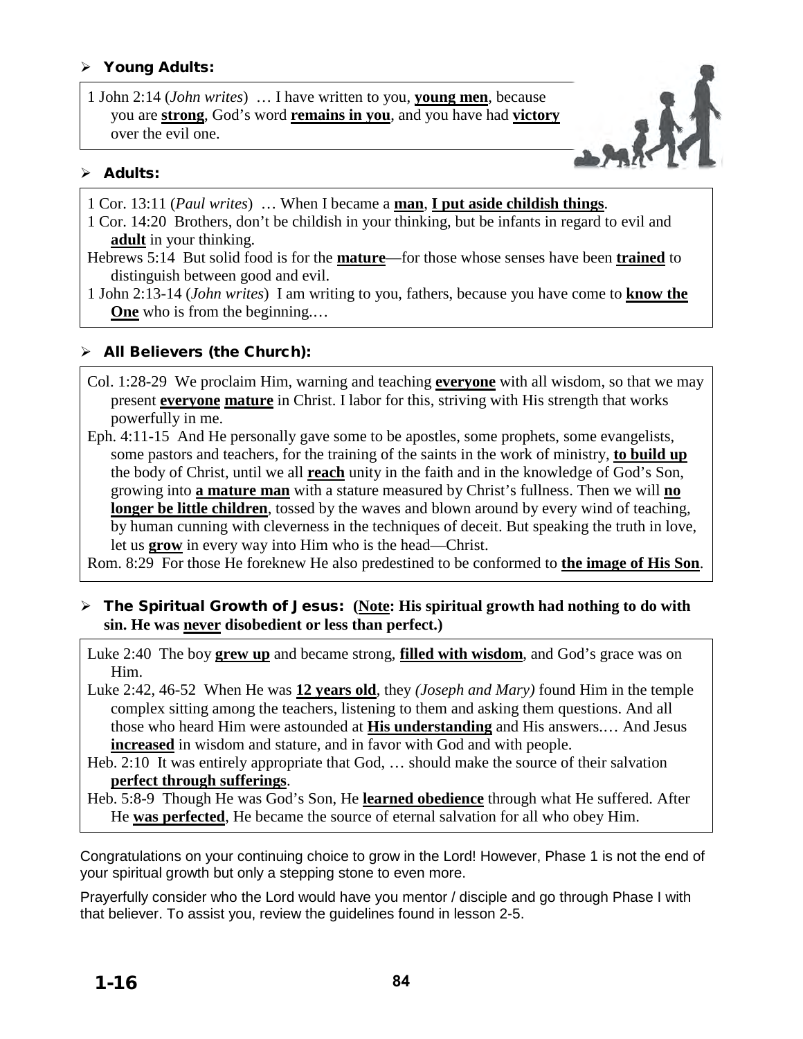- **Young Adults:**

1 John 2:14 (*John writes*) … I have written to you, **young men**, because you are **strong**, God's word **remains in you**, and you have had **victory** over the evil one.

- **Adults:**

1 Cor. 13:11 (*Paul writes*) … When I became a **man**, **I put aside childish things**.

1 Cor. 14:20 Brothers, don't be childish in your thinking, but be infants in regard to evil and **adult** in your thinking.

Hebrews 5:14 But solid food is for the **mature**—for those whose senses have been **trained** to distinguish between good and evil.

1 John 2:13-14 (*John writes*) I am writing to you, fathers, because you have come to **know the One** who is from the beginning.…

- **All Believers (the Church):**

Col. 1:28-29 We proclaim Him, warning and teaching **everyone** with all wisdom, so that we may present **everyone mature** in Christ. I labor for this, striving with His strength that works powerfully in me.

Eph. 4:11-15 And He personally gave some to be apostles, some prophets, some evangelists, some pastors and teachers, for the training of the saints in the work of ministry, **to build up** the body of Christ, until we all **reach** unity in the faith and in the knowledge of God's Son, growing into **a mature man** with a stature measured by Christ's fullness. Then we will **no longer be little children**, tossed by the waves and blown around by every wind of teaching, by human cunning with cleverness in the techniques of deceit. But speaking the truth in love, let us **grow** in every way into Him who is the head—Christ.

Rom. 8:29 For those He foreknew He also predestined to be conformed to **the image of His Son**.

- **The Spiritual Growth of Jesus: (Note: His spiritual growth had nothing to do with sin. He was never disobedient or less than perfect.)**

Luke 2:40 The boy **grew up** and became strong, **filled with wisdom**, and God's grace was on Him.

Luke 2:42, 46-52 When He was **12 years old**, they *(Joseph and Mary)* found Him in the temple complex sitting among the teachers, listening to them and asking them questions. And all those who heard Him were astounded at **His understanding** and His answers.… And Jesus **increased** in wisdom and stature, and in favor with God and with people.

Heb. 2:10 It was entirely appropriate that God, … should make the source of their salvation **perfect through sufferings**.

Heb. 5:8-9 Though He was God's Son, He **learned obedience** through what He suffered. After He **was perfected**, He became the source of eternal salvation for all who obey Him.

Congratulations on your continuing choice to grow in the Lord! However, Phase 1 is not the end of your spiritual growth but only a stepping stone to even more.

Prayerfully consider who the Lord would have you mentor / disciple and go through Phase I with that believer. To assist you, review the guidelines found in lesson 2-5.